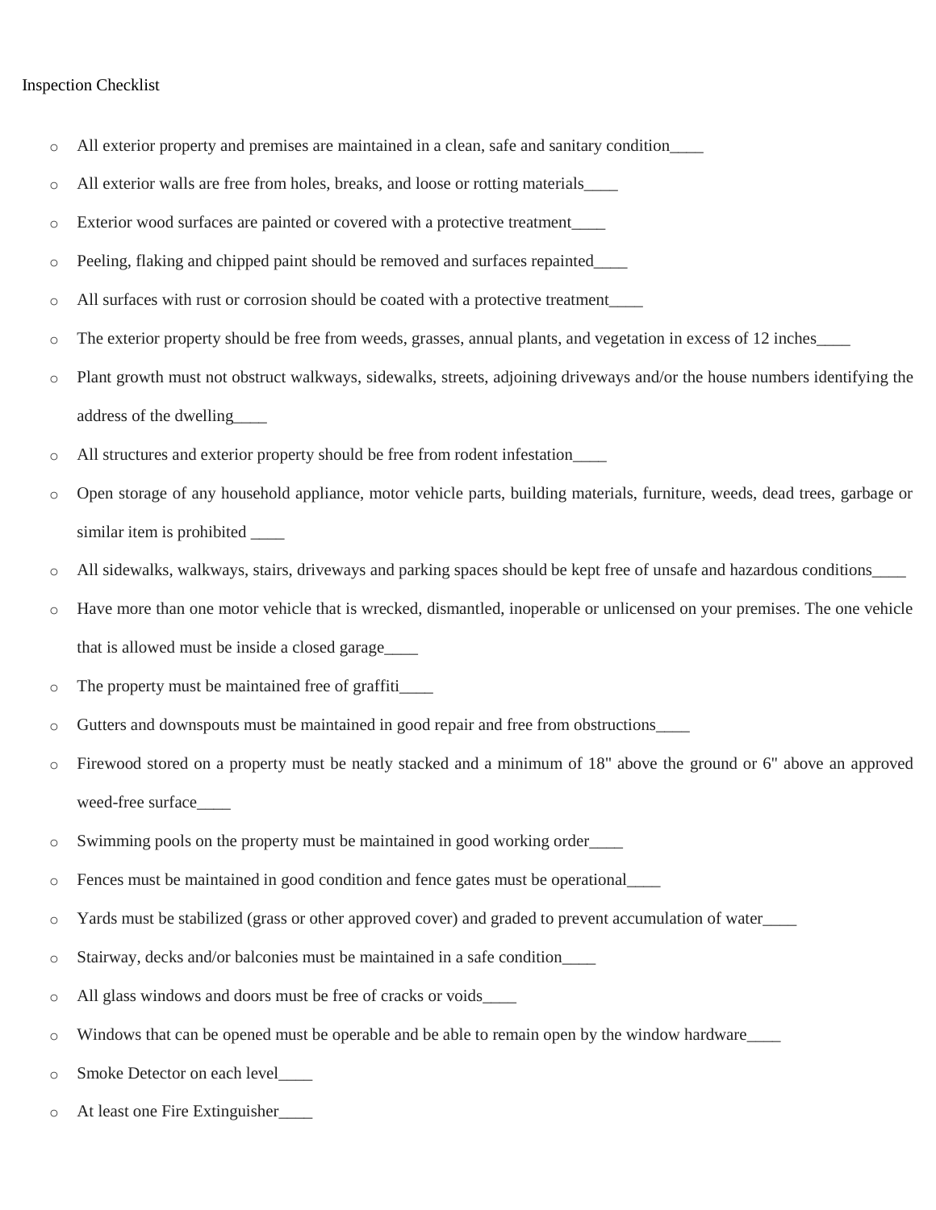Inspection Checklist

- All exterior property and premises are maintained in a clean, safe and sanitary condition____
- All exterior walls are free from holes, breaks, and loose or rotting materials____
- Exterior wood surfaces are painted or covered with a protective treatment____
- Peeling, flaking and chipped paint should be removed and surfaces repainted____
- All surfaces with rust or corrosion should be coated with a protective treatment____
- The exterior property should be free from weeds, grasses, annual plants, and vegetation in excess of 12 inches____
- Plant growth must not obstruct walkways, sidewalks, streets, adjoining driveways and/or the house numbers identifying the address of the dwelling____
- All structures and exterior property should be free from rodent infestation____
- Open storage of any household appliance, motor vehicle parts, building materials, furniture, weeds, dead trees, garbage or similar item is prohibited ____
- All sidewalks, walkways, stairs, driveways and parking spaces should be kept free of unsafe and hazardous conditions____
- Have more than one motor vehicle that is wrecked, dismantled, inoperable or unlicensed on your premises. The one vehicle that is allowed must be inside a closed garage____
- The property must be maintained free of graffiti____
- Gutters and downspouts must be maintained in good repair and free from obstructions____
- Firewood stored on a property must be neatly stacked and a minimum of 18" above the ground or 6" above an approved weed-free surface____
- Swimming pools on the property must be maintained in good working order____
- Fences must be maintained in good condition and fence gates must be operational____
- Yards must be stabilized (grass or other approved cover) and graded to prevent accumulation of water____
- Stairway, decks and/or balconies must be maintained in a safe condition____
- All glass windows and doors must be free of cracks or voids____
- Windows that can be opened must be operable and be able to remain open by the window hardware____
- Smoke Detector on each level____
- At least one Fire Extinguisher____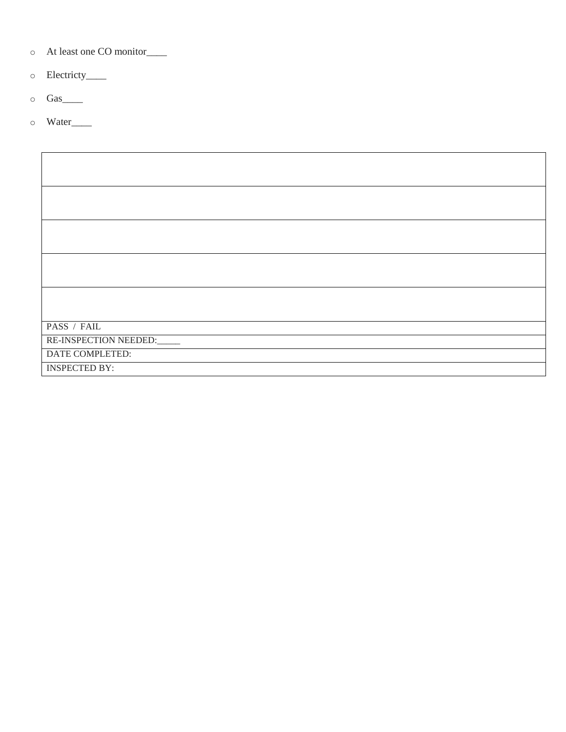- At least one CO monitor____
- Electricty____
- Gas____
- Water____

| |
|---|
| |
| |
| |
| |
| |
| PASS / FAIL |
| RE-INSPECTION NEEDED:_____ |
| DATE COMPLETED: |
| INSPECTED BY: |